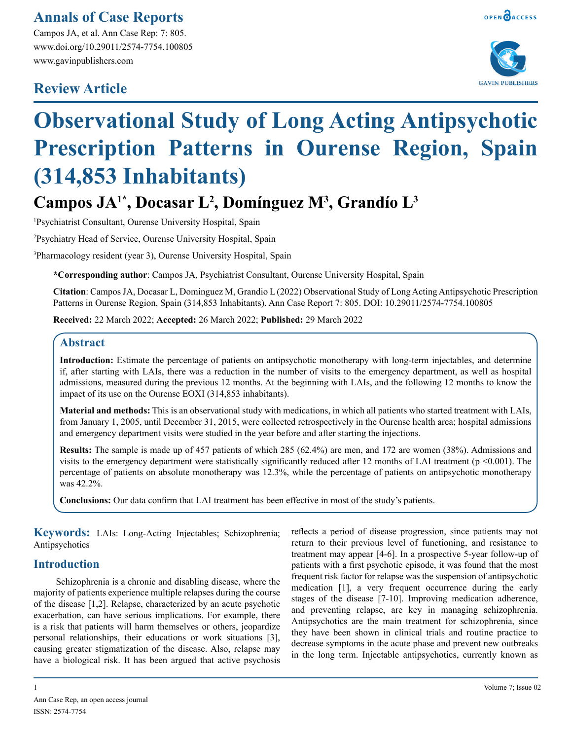Annals of Case Reports

Campos JA, et al. Ann Case Rep: 7: 805.
www.doi.org/10.29011/2574-7754.100805
www.gavinpublishers.com

## Review Article

# Observational Study of Long Acting Antipsychotic Prescription Patterns in Ourense Region, Spain (314,853 Inhabitants)

## Campos JA[1*], Docasar L[2], Domínguez M[3], Grandío L[3]

[1]Psychiatrist Consultant, Ourense University Hospital, Spain

[2]Psychiatry Head of Service, Ourense University Hospital, Spain

[3]Pharmacology resident (year 3), Ourense University Hospital, Spain

**\*Corresponding author**: Campos JA, Psychiatrist Consultant, Ourense University Hospital, Spain

**Citation**: Campos JA, Docasar L, Dominguez M, Grandio L (2022) Observational Study of Long Acting Antipsychotic Prescription Patterns in Ourense Region, Spain (314,853 Inhabitants). Ann Case Report 7: 805. DOI: 10.29011/2574-7754.100805

**Received:** 22 March 2022; **Accepted:** 26 March 2022; **Published:** 29 March 2022

## Abstract

**Introduction:** Estimate the percentage of patients on antipsychotic monotherapy with long-term injectables, and determine if, after starting with LAIs, there was a reduction in the number of visits to the emergency department, as well as hospital admissions, measured during the previous 12 months. At the beginning with LAIs, and the following 12 months to know the impact of its use on the Ourense EOXI (314,853 inhabitants).

**Material and methods:** This is an observational study with medications, in which all patients who started treatment with LAIs, from January 1, 2005, until December 31, 2015, were collected retrospectively in the Ourense health area; hospital admissions and emergency department visits were studied in the year before and after starting the injections.

**Results:** The sample is made up of 457 patients of which 285 (62.4%) are men, and 172 are women (38%). Admissions and visits to the emergency department were statistically significantly reduced after 12 months of LAI treatment ($p < 0.001$). The percentage of patients on absolute monotherapy was 12.3%, while the percentage of patients on antipsychotic monotherapy was 42.2%.

**Conclusions:** Our data confirm that LAI treatment has been effective in most of the study's patients.

**Keywords:** LAIs: Long-Acting Injectables; Schizophrenia; Antipsychotics

## Introduction

Schizophrenia is a chronic and disabling disease, where the majority of patients experience multiple relapses during the course of the disease [1,2]. Relapse, characterized by an acute psychotic exacerbation, can have serious implications. For example, there is a risk that patients will harm themselves or others, jeopardize personal relationships, their educations or work situations [3], causing greater stigmatization of the disease. Also, relapse may have a biological risk. It has been argued that active psychosis reflects a period of disease progression, since patients may not return to their previous level of functioning, and resistance to treatment may appear [4-6]. In a prospective 5-year follow-up of patients with a first psychotic episode, it was found that the most frequent risk factor for relapse was the suspension of antipsychotic medication [1], a very frequent occurrence during the early stages of the disease [7-10]. Improving medication adherence, and preventing relapse, are key in managing schizophrenia. Antipsychotics are the main treatment for schizophrenia, since they have been shown in clinical trials and routine practice to decrease symptoms in the acute phase and prevent new outbreaks in the long term. Injectable antipsychotics, currently known as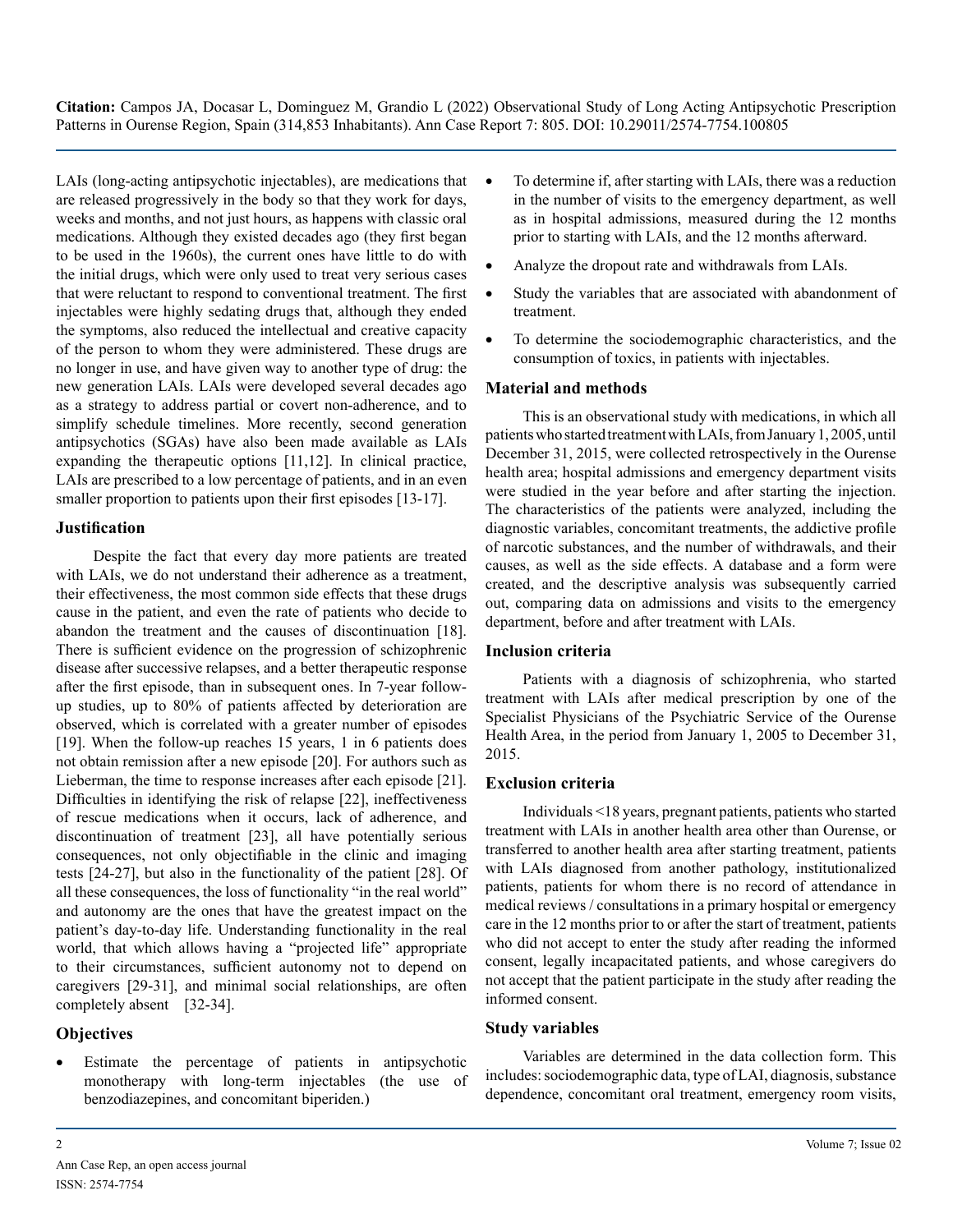LAIs (long-acting antipsychotic injectables), are medications that are released progressively in the body so that they work for days, weeks and months, and not just hours, as happens with classic oral medications. Although they existed decades ago (they first began to be used in the 1960s), the current ones have little to do with the initial drugs, which were only used to treat very serious cases that were reluctant to respond to conventional treatment. The first injectables were highly sedating drugs that, although they ended the symptoms, also reduced the intellectual and creative capacity of the person to whom they were administered. These drugs are no longer in use, and have given way to another type of drug: the new generation LAIs. LAIs were developed several decades ago as a strategy to address partial or covert non-adherence, and to simplify schedule timelines. More recently, second generation antipsychotics (SGAs) have also been made available as LAIs expanding the therapeutic options [11,12]. In clinical practice, LAIs are prescribed to a low percentage of patients, and in an even smaller proportion to patients upon their first episodes [13-17].

## Justification

Despite the fact that every day more patients are treated with LAIs, we do not understand their adherence as a treatment, their effectiveness, the most common side effects that these drugs cause in the patient, and even the rate of patients who decide to abandon the treatment and the causes of discontinuation [18]. There is sufficient evidence on the progression of schizophrenic disease after successive relapses, and a better therapeutic response after the first episode, than in subsequent ones. In 7-year follow-up studies, up to 80% of patients affected by deterioration are observed, which is correlated with a greater number of episodes [19]. When the follow-up reaches 15 years, 1 in 6 patients does not obtain remission after a new episode [20]. For authors such as Lieberman, the time to response increases after each episode [21]. Difficulties in identifying the risk of relapse [22], ineffectiveness of rescue medications when it occurs, lack of adherence, and discontinuation of treatment [23], all have potentially serious consequences, not only objectifiable in the clinic and imaging tests [24-27], but also in the functionality of the patient [28]. Of all these consequences, the loss of functionality "in the real world" and autonomy are the ones that have the greatest impact on the patient's day-to-day life. Understanding functionality in the real world, that which allows having a "projected life" appropriate to their circumstances, sufficient autonomy not to depend on caregivers [29-31], and minimal social relationships, are often completely absent [32-34].

## Objectives

- Estimate the percentage of patients in antipsychotic monotherapy with long-term injectables (the use of benzodiazepines, and concomitant biperiden.)
- To determine if, after starting with LAIs, there was a reduction in the number of visits to the emergency department, as well as in hospital admissions, measured during the 12 months prior to starting with LAIs, and the 12 months afterward.
- Analyze the dropout rate and withdrawals from LAIs.
- Study the variables that are associated with abandonment of treatment.
- To determine the sociodemographic characteristics, and the consumption of toxics, in patients with injectables.

## Material and methods

This is an observational study with medications, in which all patients who started treatment with LAIs, from January 1, 2005, until December 31, 2015, were collected retrospectively in the Ourense health area; hospital admissions and emergency department visits were studied in the year before and after starting the injection. The characteristics of the patients were analyzed, including the diagnostic variables, concomitant treatments, the addictive profile of narcotic substances, and the number of withdrawals, and their causes, as well as the side effects. A database and a form were created, and the descriptive analysis was subsequently carried out, comparing data on admissions and visits to the emergency department, before and after treatment with LAIs.

## Inclusion criteria

Patients with a diagnosis of schizophrenia, who started treatment with LAIs after medical prescription by one of the Specialist Physicians of the Psychiatric Service of the Ourense Health Area, in the period from January 1, 2005 to December 31, 2015.

## Exclusion criteria

Individuals <18 years, pregnant patients, patients who started treatment with LAIs in another health area other than Ourense, or transferred to another health area after starting treatment, patients with LAIs diagnosed from another pathology, institutionalized patients, patients for whom there is no record of attendance in medical reviews / consultations in a primary hospital or emergency care in the 12 months prior to or after the start of treatment, patients who did not accept to enter the study after reading the informed consent, legally incapacitated patients, and whose caregivers do not accept that the patient participate in the study after reading the informed consent.

## Study variables

Variables are determined in the data collection form. This includes: sociodemographic data, type of LAI, diagnosis, substance dependence, concomitant oral treatment, emergency room visits,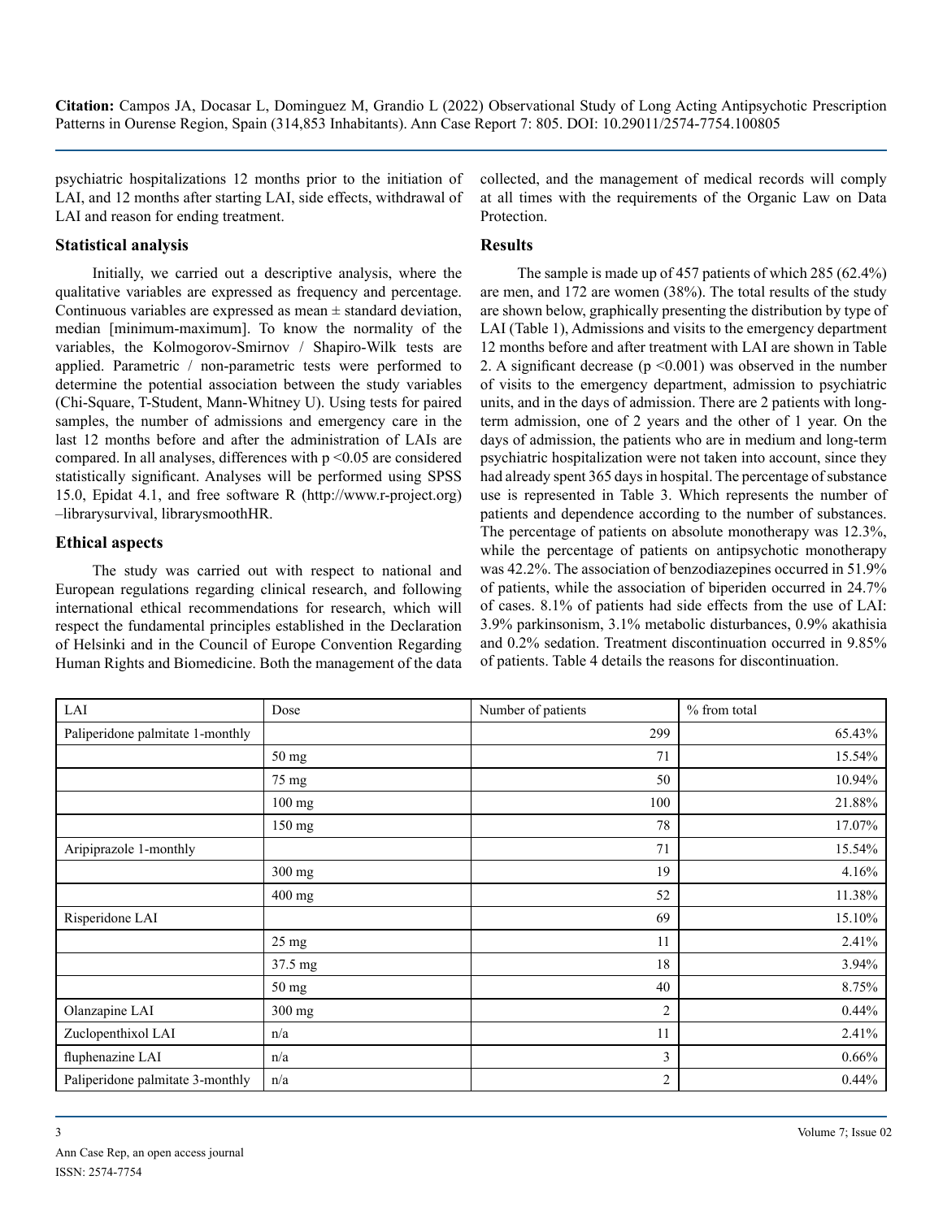psychiatric hospitalizations 12 months prior to the initiation of LAI, and 12 months after starting LAI, side effects, withdrawal of LAI and reason for ending treatment.

## Statistical analysis

Initially, we carried out a descriptive analysis, where the qualitative variables are expressed as frequency and percentage. Continuous variables are expressed as mean ± standard deviation, median [minimum-maximum]. To know the normality of the variables, the Kolmogorov-Smirnov / Shapiro-Wilk tests are applied. Parametric / non-parametric tests were performed to determine the potential association between the study variables (Chi-Square, T-Student, Mann-Whitney U). Using tests for paired samples, the number of admissions and emergency care in the last 12 months before and after the administration of LAIs are compared. In all analyses, differences with $p < 0.05$ are considered statistically significant. Analyses will be performed using SPSS 15.0, Epidat 4.1, and free software R (http://www.r-project.org) –librarysurvival, librarysmoothHR.

## Ethical aspects

The study was carried out with respect to national and European regulations regarding clinical research, and following international ethical recommendations for research, which will respect the fundamental principles established in the Declaration of Helsinki and in the Council of Europe Convention Regarding Human Rights and Biomedicine. Both the management of the data collected, and the management of medical records will comply at all times with the requirements of the Organic Law on Data Protection.

## Results

The sample is made up of 457 patients of which 285 (62.4%) are men, and 172 are women (38%). The total results of the study are shown below, graphically presenting the distribution by type of LAI (Table 1), Admissions and visits to the emergency department 12 months before and after treatment with LAI are shown in Table 2. A significant decrease ($p < 0.001$) was observed in the number of visits to the emergency department, admission to psychiatric units, and in the days of admission. There are 2 patients with long-term admission, one of 2 years and the other of 1 year. On the days of admission, the patients who are in medium and long-term psychiatric hospitalization were not taken into account, since they had already spent 365 days in hospital. The percentage of substance use is represented in Table 3. Which represents the number of patients and dependence according to the number of substances. The percentage of patients on absolute monotherapy was 12.3%, while the percentage of patients on antipsychotic monotherapy was 42.2%. The association of benzodiazepines occurred in 51.9% of patients, while the association of biperiden occurred in 24.7% of cases. 8.1% of patients had side effects from the use of LAI: 3.9% parkinsonism, 3.1% metabolic disturbances, 0.9% akathisia and 0.2% sedation. Treatment discontinuation occurred in 9.85% of patients. Table 4 details the reasons for discontinuation.

| LAI | Dose | Number of patients | % from total |
|---|---|---|---|
| Paliperidone palmitate 1-monthly | | 299 | 65.43% |
| | 50 mg | 71 | 15.54% |
| | 75 mg | 50 | 10.94% |
| | 100 mg | 100 | 21.88% |
| | 150 mg | 78 | 17.07% |
| Aripiprazole 1-monthly | | 71 | 15.54% |
| | 300 mg | 19 | 4.16% |
| | 400 mg | 52 | 11.38% |
| Risperidone LAI | | 69 | 15.10% |
| | 25 mg | 11 | 2.41% |
| | 37.5 mg | 18 | 3.94% |
| | 50 mg | 40 | 8.75% |
| Olanzapine LAI | 300 mg | 2 | 0.44% |
| Zuclopenthixol LAI | n/a | 11 | 2.41% |
| fluphenazine LAI | n/a | 3 | 0.66% |
| Paliperidone palmitate 3-monthly | n/a | 2 | 0.44% |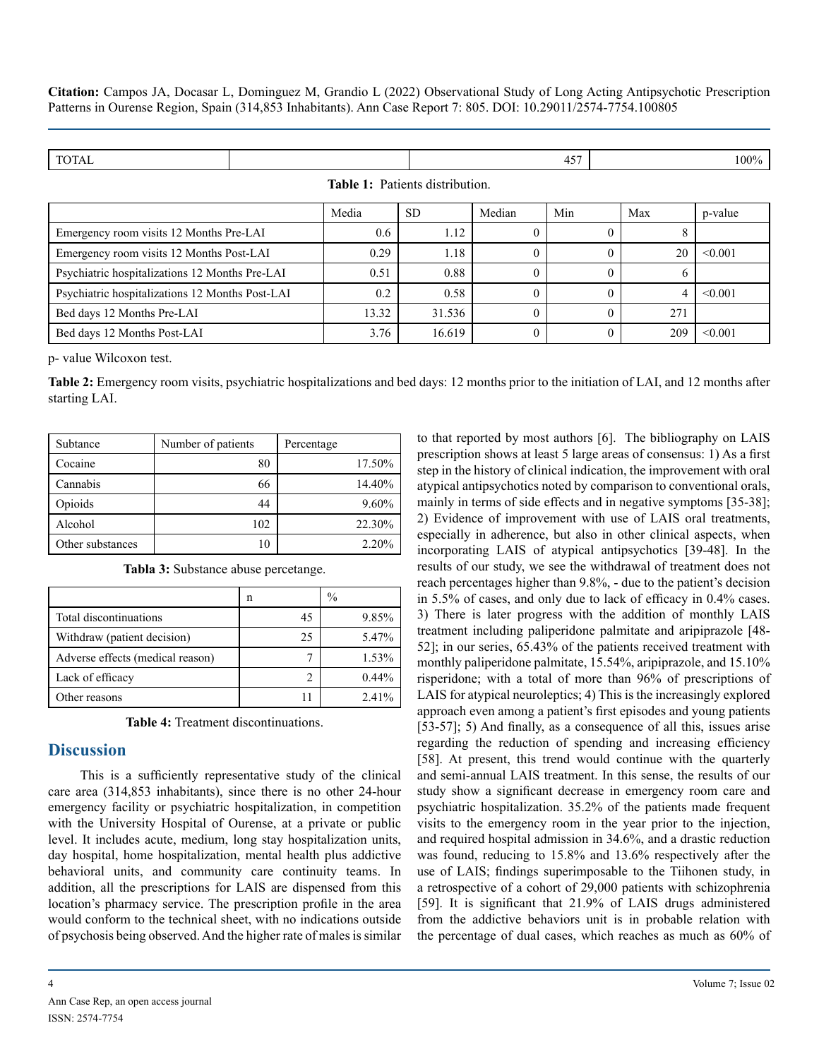| TOTAL | | 457 | 100% |
|---|---|---|---|

**Table 1:** Patients distribution.

| | Media | SD | Median | Min | Max | p-value |
|---|---|---|---|---|---|---|
| Emergency room visits 12 Months Pre-LAI | 0.6 | 1.12 | 0 | 0 | 8 | |
| Emergency room visits 12 Months Post-LAI | 0.29 | 1.18 | 0 | 0 | 20 | <0.001 |
| Psychiatric hospitalizations 12 Months Pre-LAI | 0.51 | 0.88 | 0 | 0 | 6 | |
| Psychiatric hospitalizations 12 Months Post-LAI | 0.2 | 0.58 | 0 | 0 | 4 | <0.001 |
| Bed days 12 Months Pre-LAI | 13.32 | 31.536 | 0 | 0 | 271 | |
| Bed days 12 Months Post-LAI | 3.76 | 16.619 | 0 | 0 | 209 | <0.001 |

p- value Wilcoxon test.

**Table 2:** Emergency room visits, psychiatric hospitalizations and bed days: 12 months prior to the initiation of LAI, and 12 months after starting LAI.

| Subtance | Number of patients | Percentage |
|---|---|---|
| Cocaine | 80 | 17.50% |
| Cannabis | 66 | 14.40% |
| Opioids | 44 | 9.60% |
| Alcohol | 102 | 22.30% |
| Other substances | 10 | 2.20% |

**Tabla 3:** Substance abuse percetange.

| | n | % |
|---|---|---|
| Total discontinuations | 45 | 9.85% |
| Withdraw (patient decision) | 25 | 5.47% |
| Adverse effects (medical reason) | 7 | 1.53% |
| Lack of efficacy | 2 | 0.44% |
| Other reasons | 11 | 2.41% |

**Table 4:** Treatment discontinuations.

## Discussion

This is a sufficiently representative study of the clinical care area (314,853 inhabitants), since there is no other 24-hour emergency facility or psychiatric hospitalization, in competition with the University Hospital of Ourense, at a private or public level. It includes acute, medium, long stay hospitalization units, day hospital, home hospitalization, mental health plus addictive behavioral units, and community care continuity teams. In addition, all the prescriptions for LAIS are dispensed from this location's pharmacy service. The prescription profile in the area would conform to the technical sheet, with no indications outside of psychosis being observed. And the higher rate of males is similar to that reported by most authors [6]. The bibliography on LAIS prescription shows at least 5 large areas of consensus: 1) As a first step in the history of clinical indication, the improvement with oral atypical antipsychotics noted by comparison to conventional orals, mainly in terms of side effects and in negative symptoms [35-38]; 2) Evidence of improvement with use of LAIS oral treatments, especially in adherence, but also in other clinical aspects, when incorporating LAIS of atypical antipsychotics [39-48]. In the results of our study, we see the withdrawal of treatment does not reach percentages higher than 9.8%, - due to the patient's decision in 5.5% of cases, and only due to lack of efficacy in 0.4% cases. 3) There is later progress with the addition of monthly LAIS treatment including paliperidone palmitate and aripiprazole [48-52]; in our series, 65.43% of the patients received treatment with monthly paliperidone palmitate, 15.54%, aripiprazole, and 15.10% risperidone; with a total of more than 96% of prescriptions of LAIS for atypical neuroleptics; 4) This is the increasingly explored approach even among a patient's first episodes and young patients [53-57]; 5) And finally, as a consequence of all this, issues arise regarding the reduction of spending and increasing efficiency [58]. At present, this trend would continue with the quarterly and semi-annual LAIS treatment. In this sense, the results of our study show a significant decrease in emergency room care and psychiatric hospitalization. 35.2% of the patients made frequent visits to the emergency room in the year prior to the injection, and required hospital admission in 34.6%, and a drastic reduction was found, reducing to 15.8% and 13.6% respectively after the use of LAIS; findings superimposable to the Tiihonen study, in a retrospective of a cohort of 29,000 patients with schizophrenia [59]. It is significant that 21.9% of LAIS drugs administered from the addictive behaviors unit is in probable relation with the percentage of dual cases, which reaches as much as 60% of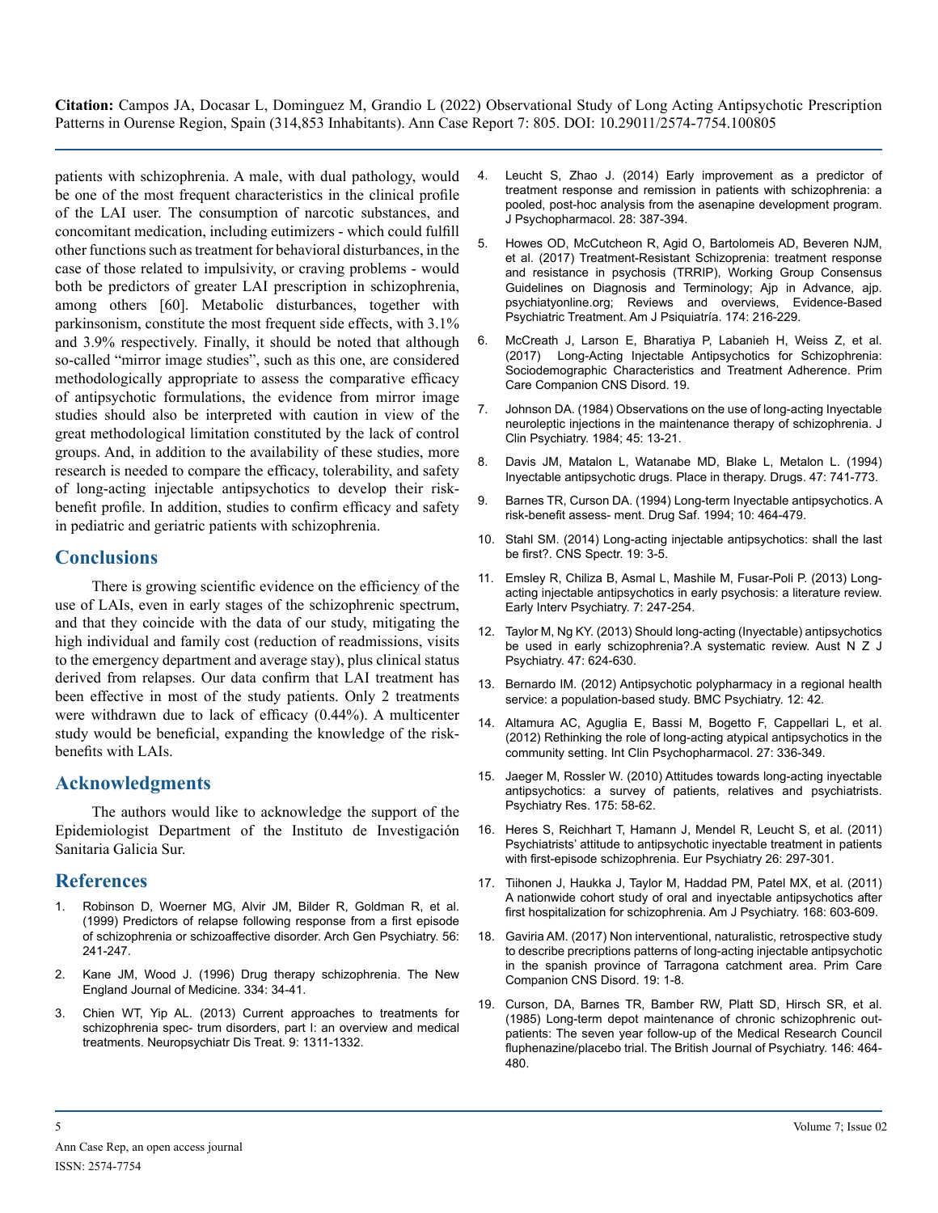patients with schizophrenia. A male, with dual pathology, would be one of the most frequent characteristics in the clinical profile of the LAI user. The consumption of narcotic substances, and concomitant medication, including eutimizers - which could fulfill other functions such as treatment for behavioral disturbances, in the case of those related to impulsivity, or craving problems - would both be predictors of greater LAI prescription in schizophrenia, among others [60]. Metabolic disturbances, together with parkinsonism, constitute the most frequent side effects, with 3.1% and 3.9% respectively. Finally, it should be noted that although so-called "mirror image studies", such as this one, are considered methodologically appropriate to assess the comparative efficacy of antipsychotic formulations, the evidence from mirror image studies should also be interpreted with caution in view of the great methodological limitation constituted by the lack of control groups. And, in addition to the availability of these studies, more research is needed to compare the efficacy, tolerability, and safety of long-acting injectable antipsychotics to develop their risk-benefit profile. In addition, studies to confirm efficacy and safety in pediatric and geriatric patients with schizophrenia.

## Conclusions

There is growing scientific evidence on the efficiency of the use of LAIs, even in early stages of the schizophrenic spectrum, and that they coincide with the data of our study, mitigating the high individual and family cost (reduction of readmissions, visits to the emergency department and average stay), plus clinical status derived from relapses. Our data confirm that LAI treatment has been effective in most of the study patients. Only 2 treatments were withdrawn due to lack of efficacy (0.44%). A multicenter study would be beneficial, expanding the knowledge of the risk-benefits with LAIs.

## Acknowledgments

The authors would like to acknowledge the support of the Epidemiologist Department of the Instituto de Investigación Sanitaria Galicia Sur.

## References

1. Robinson D, Woerner MG, Alvir JM, Bilder R, Goldman R, et al. (1999) Predictors of relapse following response from a first episode of schizophrenia or schizoaffective disorder. Arch Gen Psychiatry. 56: 241-247.
2. Kane JM, Wood J. (1996) Drug therapy schizophrenia. The New England Journal of Medicine. 334: 34-41.
3. Chien WT, Yip AL. (2013) Current approaches to treatments for schizophrenia spec- trum disorders, part I: an overview and medical treatments. Neuropsychiatr Dis Treat. 9: 1311-1332.
4. Leucht S, Zhao J. (2014) Early improvement as a predictor of treatment response and remission in patients with schizophrenia: a pooled, post-hoc analysis from the asenapine development program. J Psychopharmacol. 28: 387-394.
5. Howes OD, McCutcheon R, Agid O, Bartolomeis AD, Beveren NJM, et al. (2017) Treatment-Resistant Schizoprenia: treatment response and resistance in psychosis (TRRIP), Working Group Consensus Guidelines on Diagnosis and Terminology; Ajp in Advance, ajp. psychiatyonline.org; Reviews and overviews, Evidence-Based Psychiatric Treatment. Am J Psiquiatría. 174: 216-229.
6. McCreath J, Larson E, Bharatiya P, Labanieh H, Weiss Z, et al. (2017) Long-Acting Injectable Antipsychotics for Schizophrenia: Sociodemographic Characteristics and Treatment Adherence. Prim Care Companion CNS Disord. 19.
7. Johnson DA. (1984) Observations on the use of long-acting Inyectable neuroleptic injections in the maintenance therapy of schizophrenia. J Clin Psychiatry. 1984; 45: 13-21.
8. Davis JM, Matalon L, Watanabe MD, Blake L, Metalon L. (1994) Inyectable antipsychotic drugs. Place in therapy. Drugs. 47: 741-773.
9. Barnes TR, Curson DA. (1994) Long-term Inyectable antipsychotics. A risk-benefit assess- ment. Drug Saf. 1994; 10: 464-479.
10. Stahl SM. (2014) Long-acting injectable antipsychotics: shall the last be first?. CNS Spectr. 19: 3-5.
11. Emsley R, Chiliza B, Asmal L, Mashile M, Fusar-Poli P. (2013) Long-acting injectable antipsychotics in early psychosis: a literature review. Early Interv Psychiatry. 7: 247-254.
12. Taylor M, Ng KY. (2013) Should long-acting (Inyectable) antipsychotics be used in early schizophrenia?.A systematic review. Aust N Z J Psychiatry. 47: 624-630.
13. Bernardo IM. (2012) Antipsychotic polypharmacy in a regional health service: a population-based study. BMC Psychiatry. 12: 42.
14. Altamura AC, Aguglia E, Bassi M, Bogetto F, Cappellari L, et al. (2012) Rethinking the role of long-acting atypical antipsychotics in the community setting. Int Clin Psychopharmacol. 27: 336-349.
15. Jaeger M, Rossler W. (2010) Attitudes towards long-acting inyectable antipsychotics: a survey of patients, relatives and psychiatrists. Psychiatry Res. 175: 58-62.
16. Heres S, Reichhart T, Hamann J, Mendel R, Leucht S, et al. (2011) Psychiatrists' attitude to antipsychotic inyectable treatment in patients with first-episode schizophrenia. Eur Psychiatry 26: 297-301.
17. Tiihonen J, Haukka J, Taylor M, Haddad PM, Patel MX, et al. (2011) A nationwide cohort study of oral and inyectable antipsychotics after first hospitalization for schizophrenia. Am J Psychiatry. 168: 603-609.
18. Gaviria AM. (2017) Non interventional, naturalistic, retrospective study to describe precriptions patterns of long-acting injectable antipsychotic in the spanish province of Tarragona catchment area. Prim Care Companion CNS Disord. 19: 1-8.
19. Curson, DA, Barnes TR, Bamber RW, Platt SD, Hirsch SR, et al. (1985) Long-term depot maintenance of chronic schizophrenic out-patients: The seven year follow-up of the Medical Research Council fluphenazine/placebo trial. The British Journal of Psychiatry. 146: 464-480.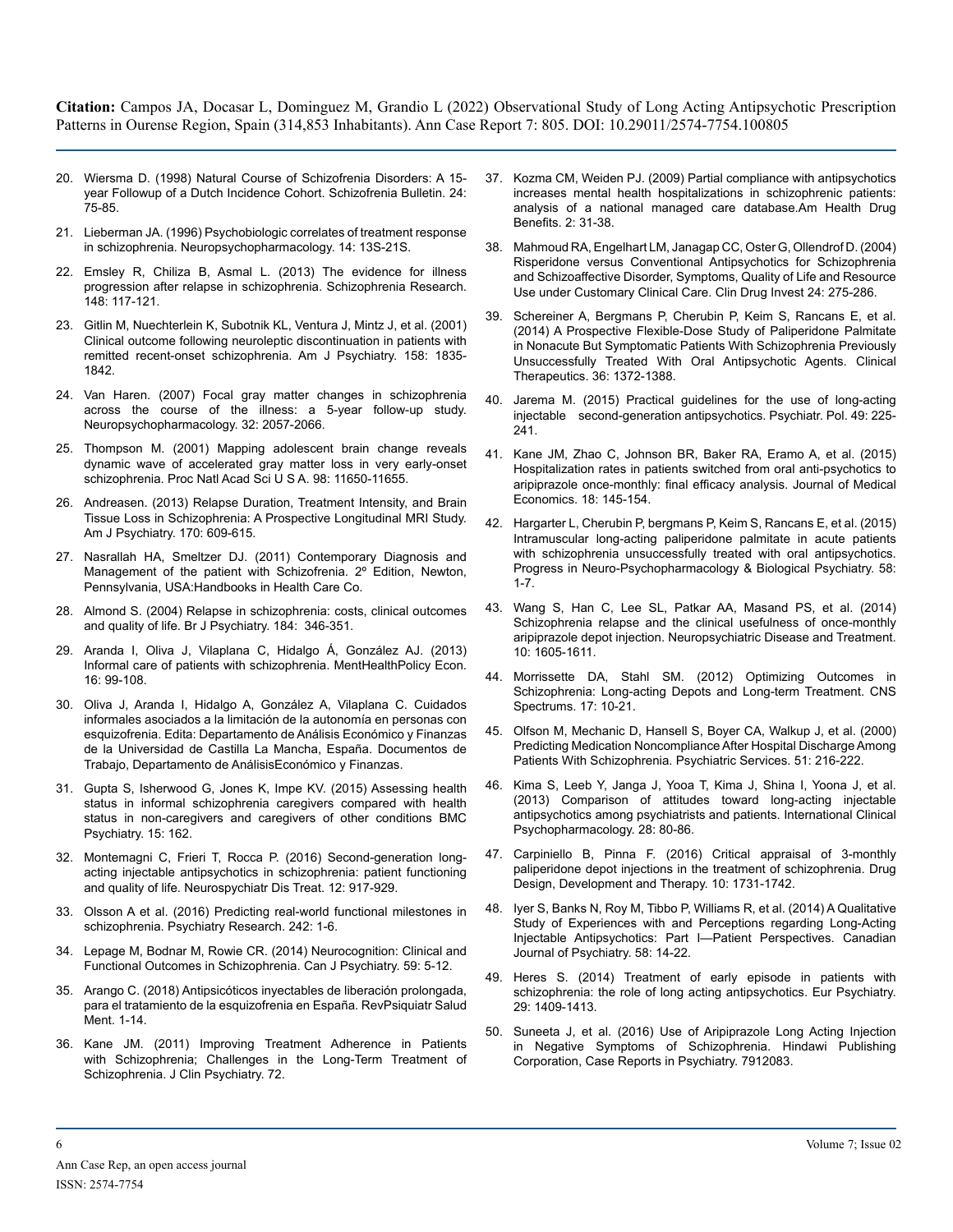20. Wiersma D. (1998) Natural Course of Schizofrenia Disorders: A 15-year Followup of a Dutch Incidence Cohort. Schizofrenia Bulletin. 24: 75-85.

21. Lieberman JA. (1996) Psychobiologic correlates of treatment response in schizophrenia. Neuropsychopharmacology. 14: 13S-21S.

22. Emsley R, Chiliza B, Asmal L. (2013) The evidence for illness progression after relapse in schizophrenia. Schizophrenia Research. 148: 117-121.

23. Gitlin M, Nuechterlein K, Subotnik KL, Ventura J, Mintz J, et al. (2001) Clinical outcome following neuroleptic discontinuation in patients with remitted recent-onset schizophrenia. Am J Psychiatry. 158: 1835-1842.

24. Van Haren. (2007) Focal gray matter changes in schizophrenia across the course of the illness: a 5-year follow-up study. Neuropsychopharmacology. 32: 2057-2066.

25. Thompson M. (2001) Mapping adolescent brain change reveals dynamic wave of accelerated gray matter loss in very early-onset schizophrenia. Proc Natl Acad Sci U S A. 98: 11650-11655.

26. Andreasen. (2013) Relapse Duration, Treatment Intensity, and Brain Tissue Loss in Schizophrenia: A Prospective Longitudinal MRI Study. Am J Psychiatry. 170: 609-615.

27. Nasrallah HA, Smeltzer DJ. (2011) Contemporary Diagnosis and Management of the patient with Schizofrenia. 2º Edition, Newton, Pennsylvania, USA:Handbooks in Health Care Co.

28. Almond S. (2004) Relapse in schizophrenia: costs, clinical outcomes and quality of life. Br J Psychiatry. 184: 346-351.

29. Aranda I, Oliva J, Vilaplana C, Hidalgo Á, González AJ. (2013) Informal care of patients with schizophrenia. MentHealthPolicy Econ. 16: 99-108.

30. Oliva J, Aranda I, Hidalgo A, González A, Vilaplana C. Cuidados informales asociados a la limitación de la autonomía en personas con esquizofrenia. Edita: Departamento de Análisis Económico y Finanzas de la Universidad de Castilla La Mancha, España. Documentos de Trabajo, Departamento de AnálisisEconómico y Finanzas.

31. Gupta S, Isherwood G, Jones K, Impe KV. (2015) Assessing health status in informal schizophrenia caregivers compared with health status in non-caregivers and caregivers of other conditions BMC Psychiatry. 15: 162.

32. Montemagni C, Frieri T, Rocca P. (2016) Second-generation long-acting injectable antipsychotics in schizophrenia: patient functioning and quality of life. Neurospychiatr Dis Treat. 12: 917-929.

33. Olsson A et al. (2016) Predicting real-world functional milestones in schizophrenia. Psychiatry Research. 242: 1-6.

34. Lepage M, Bodnar M, Rowie CR. (2014) Neurocognition: Clinical and Functional Outcomes in Schizophrenia. Can J Psychiatry. 59: 5-12.

35. Arango C. (2018) Antipsicóticos inyectables de liberación prolongada, para el tratamiento de la esquizofrenia en España. RevPsiquiatr Salud Ment. 1-14.

36. Kane JM. (2011) Improving Treatment Adherence in Patients with Schizophrenia; Challenges in the Long-Term Treatment of Schizophrenia. J Clin Psychiatry. 72.

37. Kozma CM, Weiden PJ. (2009) Partial compliance with antipsychotics increases mental health hospitalizations in schizophrenic patients: analysis of a national managed care database.Am Health Drug Benefits. 2: 31-38.

38. Mahmoud RA, Engelhart LM, Janagap CC, Oster G, Ollendrof D. (2004) Risperidone versus Conventional Antipsychotics for Schizophrenia and Schizoaffective Disorder, Symptoms, Quality of Life and Resource Use under Customary Clinical Care. Clin Drug Invest 24: 275-286.

39. Schereiner A, Bergmans P, Cherubin P, Keim S, Rancans E, et al. (2014) A Prospective Flexible-Dose Study of Paliperidone Palmitate in Nonacute But Symptomatic Patients With Schizophrenia Previously Unsuccessfully Treated With Oral Antipsychotic Agents. Clinical Therapeutics. 36: 1372-1388.

40. Jarema M. (2015) Practical guidelines for the use of long-acting injectable second-generation antipsychotics. Psychiatr. Pol. 49: 225-241.

41. Kane JM, Zhao C, Johnson BR, Baker RA, Eramo A, et al. (2015) Hospitalization rates in patients switched from oral anti-psychotics to aripiprazole once-monthly: final efficacy analysis. Journal of Medical Economics. 18: 145-154.

42. Hargarter L, Cherubin P, bergmans P, Keim S, Rancans E, et al. (2015) Intramuscular long-acting paliperidone palmitate in acute patients with schizophrenia unsuccessfully treated with oral antipsychotics. Progress in Neuro-Psychopharmacology & Biological Psychiatry. 58: 1-7.

43. Wang S, Han C, Lee SL, Patkar AA, Masand PS, et al. (2014) Schizophrenia relapse and the clinical usefulness of once-monthly aripiprazole depot injection. Neuropsychiatric Disease and Treatment. 10: 1605-1611.

44. Morrissette DA, Stahl SM. (2012) Optimizing Outcomes in Schizophrenia: Long-acting Depots and Long-term Treatment. CNS Spectrums. 17: 10-21.

45. Olfson M, Mechanic D, Hansell S, Boyer CA, Walkup J, et al. (2000) Predicting Medication Noncompliance After Hospital Discharge Among Patients With Schizophrenia. Psychiatric Services. 51: 216-222.

46. Kima S, Leeb Y, Janga J, Yooa T, Kima J, Shina I, Yoona J, et al. (2013) Comparison of attitudes toward long-acting injectable antipsychotics among psychiatrists and patients. International Clinical Psychopharmacology. 28: 80-86.

47. Carpiniello B, Pinna F. (2016) Critical appraisal of 3-monthly paliperidone depot injections in the treatment of schizophrenia. Drug Design, Development and Therapy. 10: 1731-1742.

48. Iyer S, Banks N, Roy M, Tibbo P, Williams R, et al. (2014) A Qualitative Study of Experiences with and Perceptions regarding Long-Acting Injectable Antipsychotics: Part I—Patient Perspectives. Canadian Journal of Psychiatry. 58: 14-22.

49. Heres S. (2014) Treatment of early episode in patients with schizophrenia: the role of long acting antipsychotics. Eur Psychiatry. 29: 1409-1413.

50. Suneeta J, et al. (2016) Use of Aripiprazole Long Acting Injection in Negative Symptoms of Schizophrenia. Hindawi Publishing Corporation, Case Reports in Psychiatry. 7912083.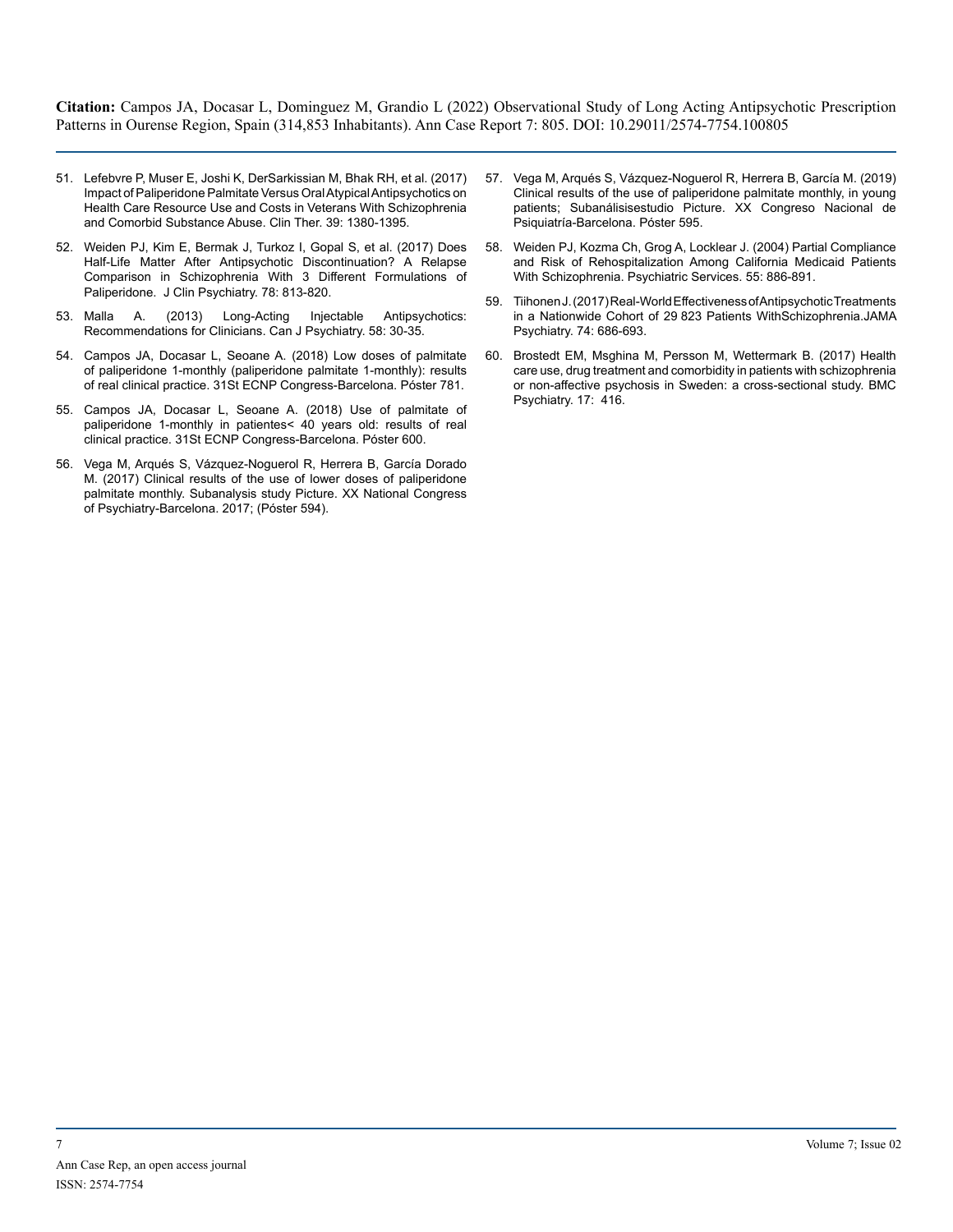51. Lefebvre P, Muser E, Joshi K, DerSarkissian M, Bhak RH, et al. (2017) Impact of Paliperidone Palmitate Versus Oral Atypical Antipsychotics on Health Care Resource Use and Costs in Veterans With Schizophrenia and Comorbid Substance Abuse. Clin Ther. 39: 1380-1395.

52. Weiden PJ, Kim E, Bermak J, Turkoz I, Gopal S, et al. (2017) Does Half-Life Matter After Antipsychotic Discontinuation? A Relapse Comparison in Schizophrenia With 3 Different Formulations of Paliperidone. J Clin Psychiatry. 78: 813-820.

53. Malla A. (2013) Long-Acting Injectable Antipsychotics: Recommendations for Clinicians. Can J Psychiatry. 58: 30-35.

54. Campos JA, Docasar L, Seoane A. (2018) Low doses of palmitate of paliperidone 1-monthly (paliperidone palmitate 1-monthly): results of real clinical practice. 31St ECNP Congress-Barcelona. Póster 781.

55. Campos JA, Docasar L, Seoane A. (2018) Use of palmitate of paliperidone 1-monthly in patientes< 40 years old: results of real clinical practice. 31St ECNP Congress-Barcelona. Póster 600.

56. Vega M, Arqués S, Vázquez-Noguerol R, Herrera B, García Dorado M. (2017) Clinical results of the use of lower doses of paliperidone palmitate monthly. Subanalysis study Picture. XX National Congress of Psychiatry-Barcelona. 2017; (Póster 594).

57. Vega M, Arqués S, Vázquez-Noguerol R, Herrera B, García M. (2019) Clinical results of the use of paliperidone palmitate monthly, in young patients; Subanálisisestudio Picture. XX Congreso Nacional de Psiquiatría-Barcelona. Póster 595.

58. Weiden PJ, Kozma Ch, Grog A, Locklear J. (2004) Partial Compliance and Risk of Rehospitalization Among California Medicaid Patients With Schizophrenia. Psychiatric Services. 55: 886-891.

59. Tiihonen J. (2017) Real-World Effectiveness of Antipsychotic Treatments in a Nationwide Cohort of 29 823 Patients WithSchizophrenia.JAMA Psychiatry. 74: 686-693.

60. Brostedt EM, Msghina M, Persson M, Wettermark B. (2017) Health care use, drug treatment and comorbidity in patients with schizophrenia or non-affective psychosis in Sweden: a cross-sectional study. BMC Psychiatry. 17: 416.